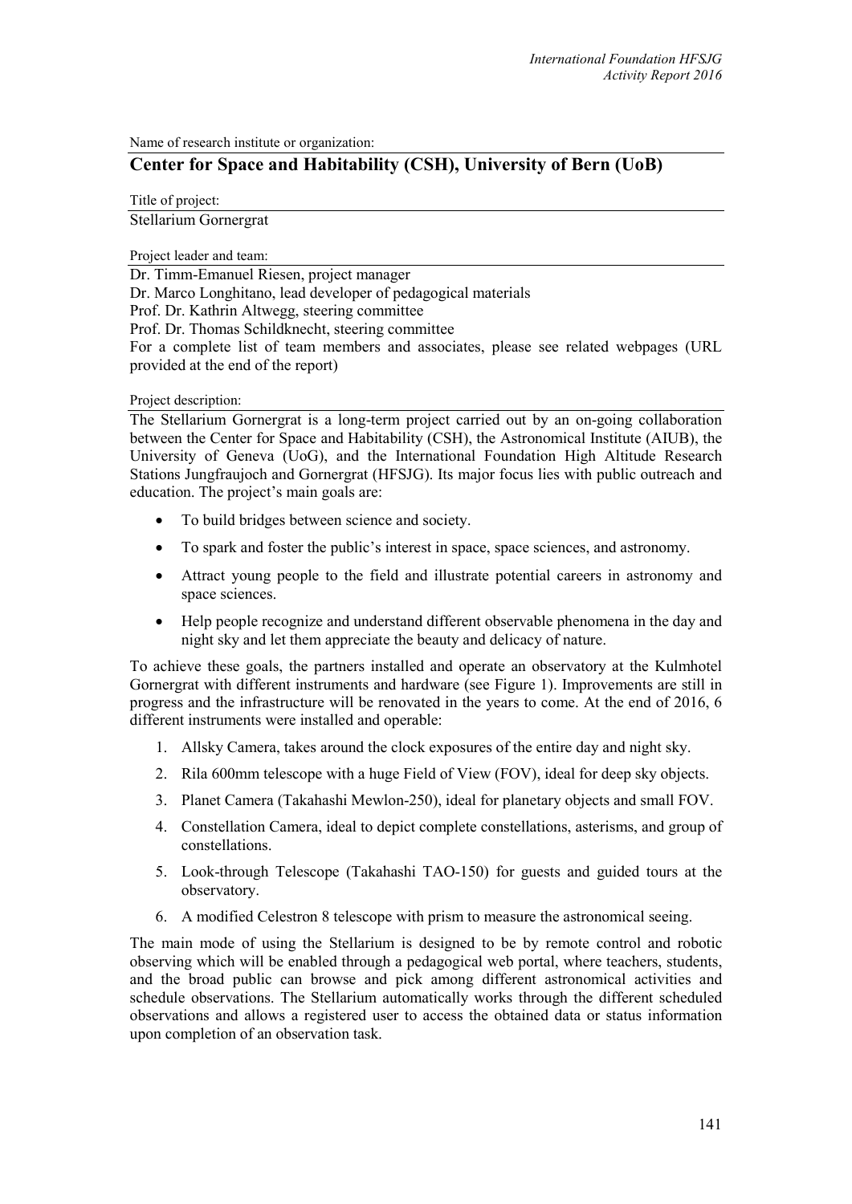Name of research institute or organization:

## Center for Space and Habitability (CSH), University of Bern (UoB)

Title of project:

Stellarium Gornergrat

Project leader and team:

Dr. Timm-Emanuel Riesen, project manager
Dr. Marco Longhitano, lead developer of pedagogical materials
Prof. Dr. Kathrin Altwegg, steering committee
Prof. Dr. Thomas Schildknecht, steering committee
For a complete list of team members and associates, please see related webpages (URL provided at the end of the report)

Project description:

The Stellarium Gornergrat is a long-term project carried out by an on-going collaboration between the Center for Space and Habitability (CSH), the Astronomical Institute (AIUB), the University of Geneva (UoG), and the International Foundation High Altitude Research Stations Jungfraujoch and Gornergrat (HFSJG). Its major focus lies with public outreach and education. The project's main goals are:

- To build bridges between science and society.
- To spark and foster the public's interest in space, space sciences, and astronomy.
- Attract young people to the field and illustrate potential careers in astronomy and space sciences.
- Help people recognize and understand different observable phenomena in the day and night sky and let them appreciate the beauty and delicacy of nature.

To achieve these goals, the partners installed and operate an observatory at the Kulmhotel Gornergrat with different instruments and hardware (see Figure 1). Improvements are still in progress and the infrastructure will be renovated in the years to come. At the end of 2016, 6 different instruments were installed and operable:

1. Allsky Camera, takes around the clock exposures of the entire day and night sky.
2. Rila 600mm telescope with a huge Field of View (FOV), ideal for deep sky objects.
3. Planet Camera (Takahashi Mewlon-250), ideal for planetary objects and small FOV.
4. Constellation Camera, ideal to depict complete constellations, asterisms, and group of constellations.
5. Look-through Telescope (Takahashi TAO-150) for guests and guided tours at the observatory.
6. A modified Celestron 8 telescope with prism to measure the astronomical seeing.

The main mode of using the Stellarium is designed to be by remote control and robotic observing which will be enabled through a pedagogical web portal, where teachers, students, and the broad public can browse and pick among different astronomical activities and schedule observations. The Stellarium automatically works through the different scheduled observations and allows a registered user to access the obtained data or status information upon completion of an observation task.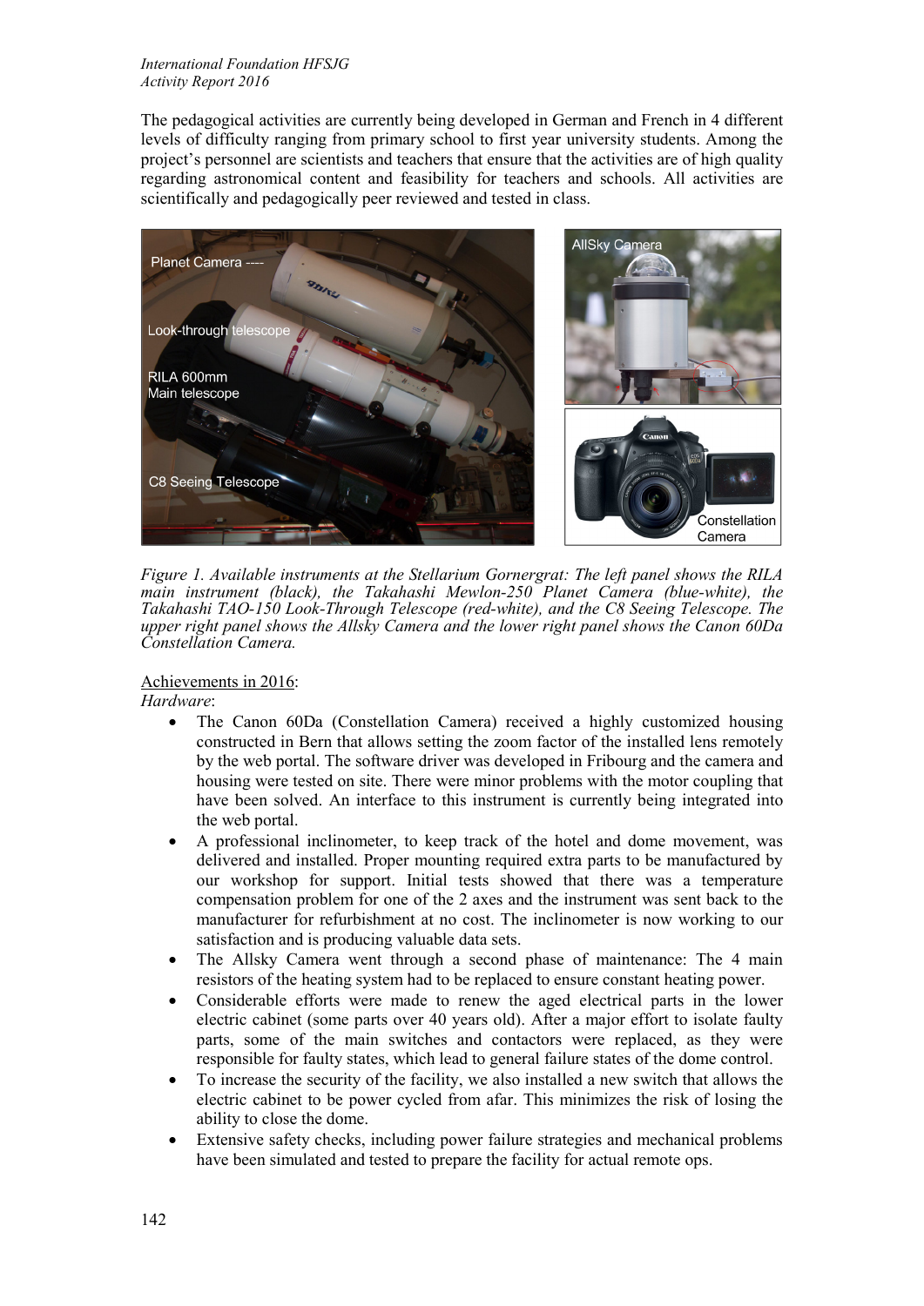The pedagogical activities are currently being developed in German and French in 4 different levels of difficulty ranging from primary school to first year university students. Among the project's personnel are scientists and teachers that ensure that the activities are of high quality regarding astronomical content and feasibility for teachers and schools. All activities are scientifically and pedagogically peer reviewed and tested in class.

*Figure 1. Available instruments at the Stellarium Gornergrat: The left panel shows the RILA main instrument (black), the Takahashi Mewlon-250 Planet Camera (blue-white), the Takahashi TAO-150 Look-Through Telescope (red-white), and the C8 Seeing Telescope. The upper right panel shows the Allsky Camera and the lower right panel shows the Canon 60Da Constellation Camera.*

<u>Achievements in 2016</u>:

*Hardware*:

- The Canon 60Da (Constellation Camera) received a highly customized housing constructed in Bern that allows setting the zoom factor of the installed lens remotely by the web portal. The software driver was developed in Fribourg and the camera and housing were tested on site. There were minor problems with the motor coupling that have been solved. An interface to this instrument is currently being integrated into the web portal.
- A professional inclinometer, to keep track of the hotel and dome movement, was delivered and installed. Proper mounting required extra parts to be manufactured by our workshop for support. Initial tests showed that there was a temperature compensation problem for one of the 2 axes and the instrument was sent back to the manufacturer for refurbishment at no cost. The inclinometer is now working to our satisfaction and is producing valuable data sets.
- The Allsky Camera went through a second phase of maintenance: The 4 main resistors of the heating system had to be replaced to ensure constant heating power.
- Considerable efforts were made to renew the aged electrical parts in the lower electric cabinet (some parts over 40 years old). After a major effort to isolate faulty parts, some of the main switches and contactors were replaced, as they were responsible for faulty states, which lead to general failure states of the dome control.
- To increase the security of the facility, we also installed a new switch that allows the electric cabinet to be power cycled from afar. This minimizes the risk of losing the ability to close the dome.
- Extensive safety checks, including power failure strategies and mechanical problems have been simulated and tested to prepare the facility for actual remote ops.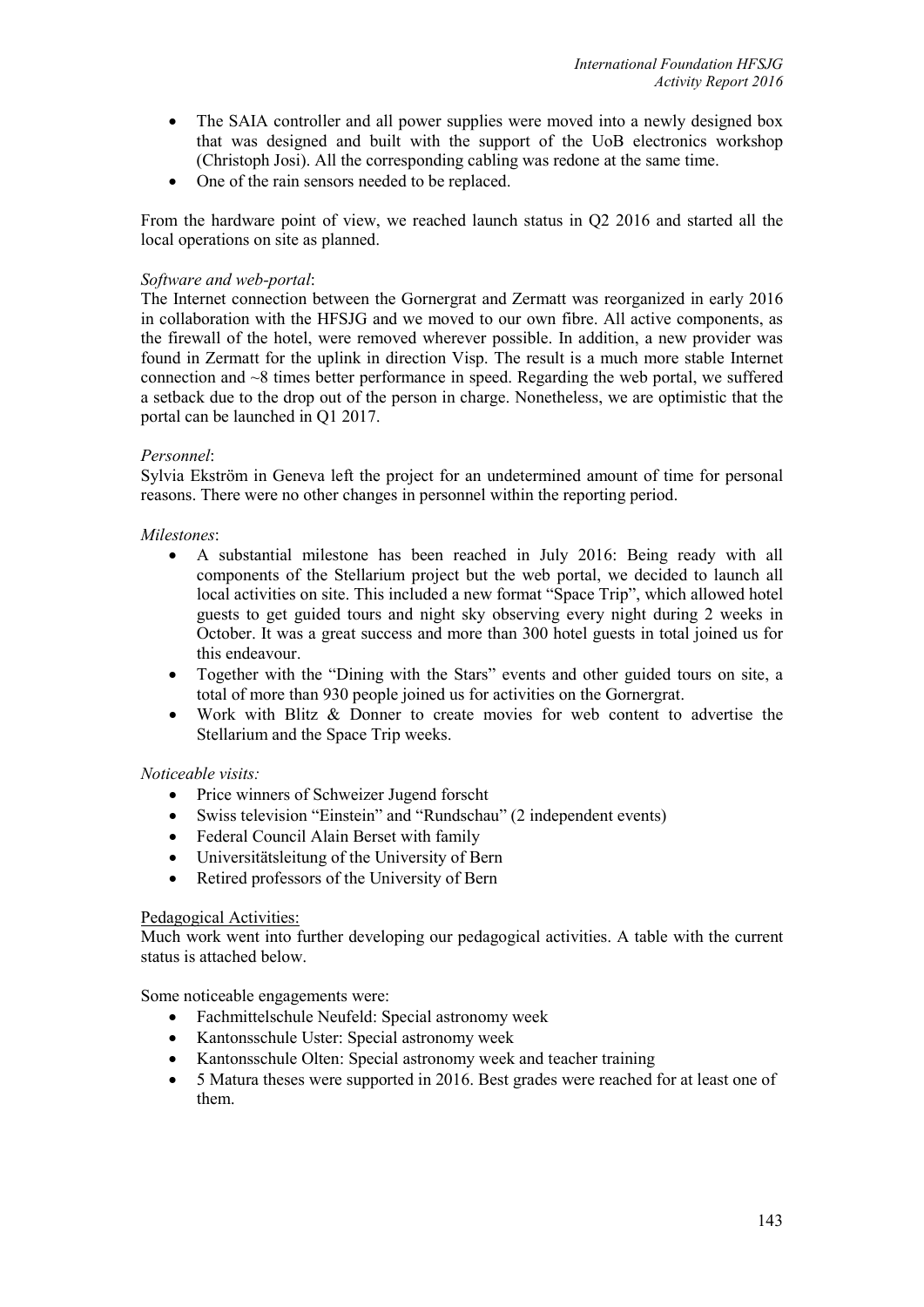- The SAIA controller and all power supplies were moved into a newly designed box that was designed and built with the support of the UoB electronics workshop (Christoph Josi). All the corresponding cabling was redone at the same time.
- One of the rain sensors needed to be replaced.

From the hardware point of view, we reached launch status in Q2 2016 and started all the local operations on site as planned.

*Software and web-portal*:
The Internet connection between the Gornergrat and Zermatt was reorganized in early 2016 in collaboration with the HFSJG and we moved to our own fibre. All active components, as the firewall of the hotel, were removed wherever possible. In addition, a new provider was found in Zermatt for the uplink in direction Visp. The result is a much more stable Internet connection and ~8 times better performance in speed. Regarding the web portal, we suffered a setback due to the drop out of the person in charge. Nonetheless, we are optimistic that the portal can be launched in Q1 2017.

*Personnel*:
Sylvia Ekström in Geneva left the project for an undetermined amount of time for personal reasons. There were no other changes in personnel within the reporting period.

*Milestones*:

- A substantial milestone has been reached in July 2016: Being ready with all components of the Stellarium project but the web portal, we decided to launch all local activities on site. This included a new format "Space Trip", which allowed hotel guests to get guided tours and night sky observing every night during 2 weeks in October. It was a great success and more than 300 hotel guests in total joined us for this endeavour.
- Together with the "Dining with the Stars" events and other guided tours on site, a total of more than 930 people joined us for activities on the Gornergrat.
- Work with Blitz & Donner to create movies for web content to advertise the Stellarium and the Space Trip weeks.

*Noticeable visits:*

- Price winners of Schweizer Jugend forscht
- Swiss television "Einstein" and "Rundschau" (2 independent events)
- Federal Council Alain Berset with family
- Universitätsleitung of the University of Bern
- Retired professors of the University of Bern

<u>Pedagogical Activities:</u>
Much work went into further developing our pedagogical activities. A table with the current status is attached below.

Some noticeable engagements were:

- Fachmittelschule Neufeld: Special astronomy week
- Kantonsschule Uster: Special astronomy week
- Kantonsschule Olten: Special astronomy week and teacher training
- 5 Matura theses were supported in 2016. Best grades were reached for at least one of them.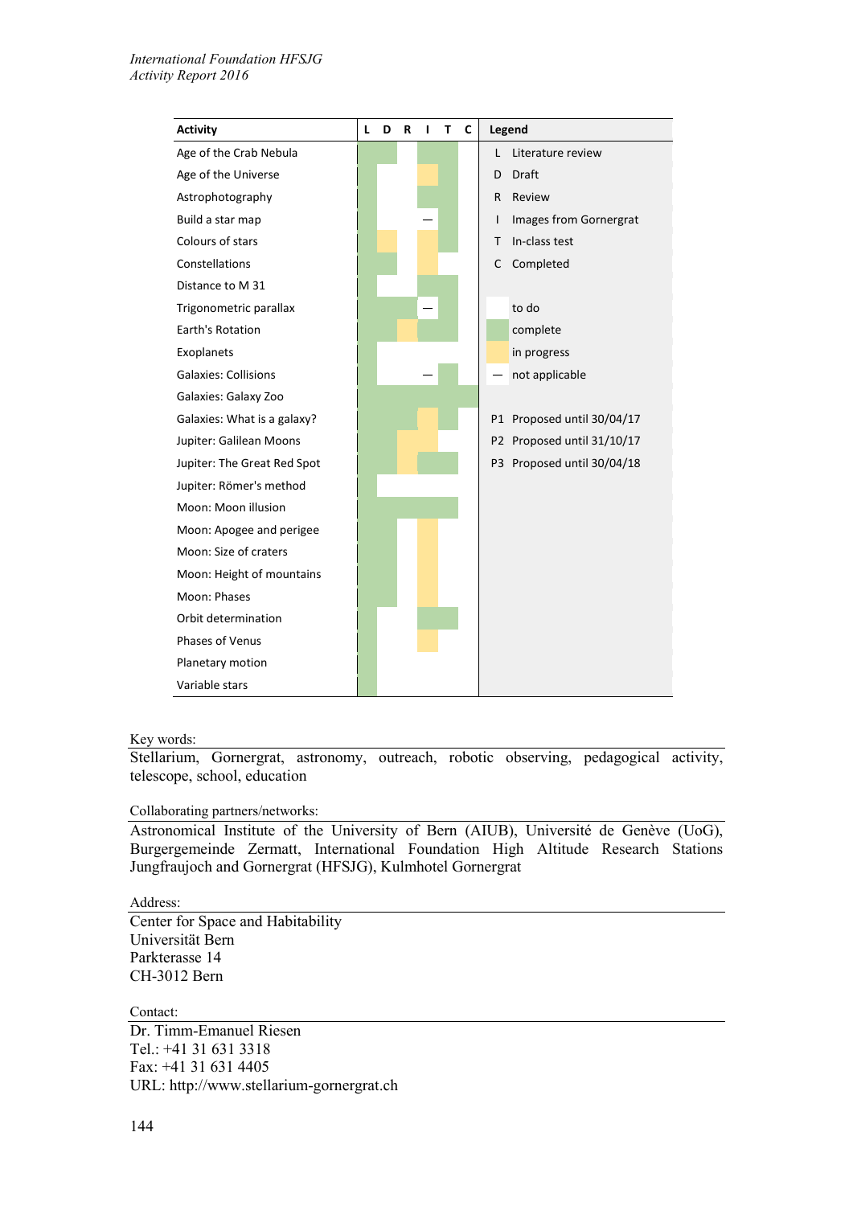| Activity | L | D | R | I | T | C |
|---|---|---|---|---|---|---|
| Age of the Crab Nebula | complete | complete | to do | complete | complete | to do |
| Age of the Universe | complete | to do | to do | in progress | complete | to do |
| Astrophotography | complete | to do | to do | complete | complete | to do |
| Build a star map | complete | to do | to do | — | complete | to do |
| Colours of stars | complete | in progress | to do | in progress | complete | to do |
| Constellations | complete | complete | to do | in progress | to do | to do |
| Distance to M 31 | complete | to do | to do | complete | complete | to do |
| Trigonometric parallax | complete | complete | complete | — | complete | to do |
| Earth's Rotation | complete | complete | in progress | complete | complete | to do |
| Exoplanets | complete | to do | to do | to do | to do | to do |
| Galaxies: Collisions | complete | to do | to do | — | complete | to do |
| Galaxies: Galaxy Zoo | complete | complete | complete | complete | complete | complete |
| Galaxies: What is a galaxy? | complete | complete | complete | in progress | complete | to do |
| Jupiter: Galilean Moons | complete | complete | in progress | in progress | to do | to do |
| Jupiter: The Great Red Spot | complete | complete | in progress | complete | complete | to do |
| Jupiter: Römer's method | complete | to do | to do | to do | to do | to do |
| Moon: Moon illusion | complete | complete | complete | complete | complete | to do |
| Moon: Apogee and perigee | complete | complete | to do | in progress | to do | to do |
| Moon: Size of craters | complete | complete | to do | in progress | to do | to do |
| Moon: Height of mountains | complete | complete | to do | in progress | to do | to do |
| Moon: Phases | complete | complete | to do | in progress | to do | to do |
| Orbit determination | complete | to do | to do | complete | complete | to do |
| Phases of Venus | complete | to do | to do | in progress | to do | to do |
| Planetary motion | complete | to do | to do | to do | to do | to do |
| Variable stars | complete | to do | to do | to do | to do | to do |

**Legend**

- L Literature review
- D Draft
- R Review
- I Images from Gornergrat
- T In-class test
- C Completed

- to do
- complete
- in progress
- — not applicable

- P1 Proposed until 30/04/17
- P2 Proposed until 31/10/17
- P3 Proposed until 30/04/18

Key words:

Stellarium, Gornergrat, astronomy, outreach, robotic observing, pedagogical activity, telescope, school, education

Collaborating partners/networks:

Astronomical Institute of the University of Bern (AIUB), Université de Genève (UoG), Burgergemeinde Zermatt, International Foundation High Altitude Research Stations Jungfraujoch and Gornergrat (HFSJG), Kulmhotel Gornergrat

Address:

Center for Space and Habitability
Universität Bern
Parkterasse 14
CH-3012 Bern

Contact:

Dr. Timm-Emanuel Riesen
Tel.: +41 31 631 3318
Fax: +41 31 631 4405
URL: http://www.stellarium-gornergrat.ch